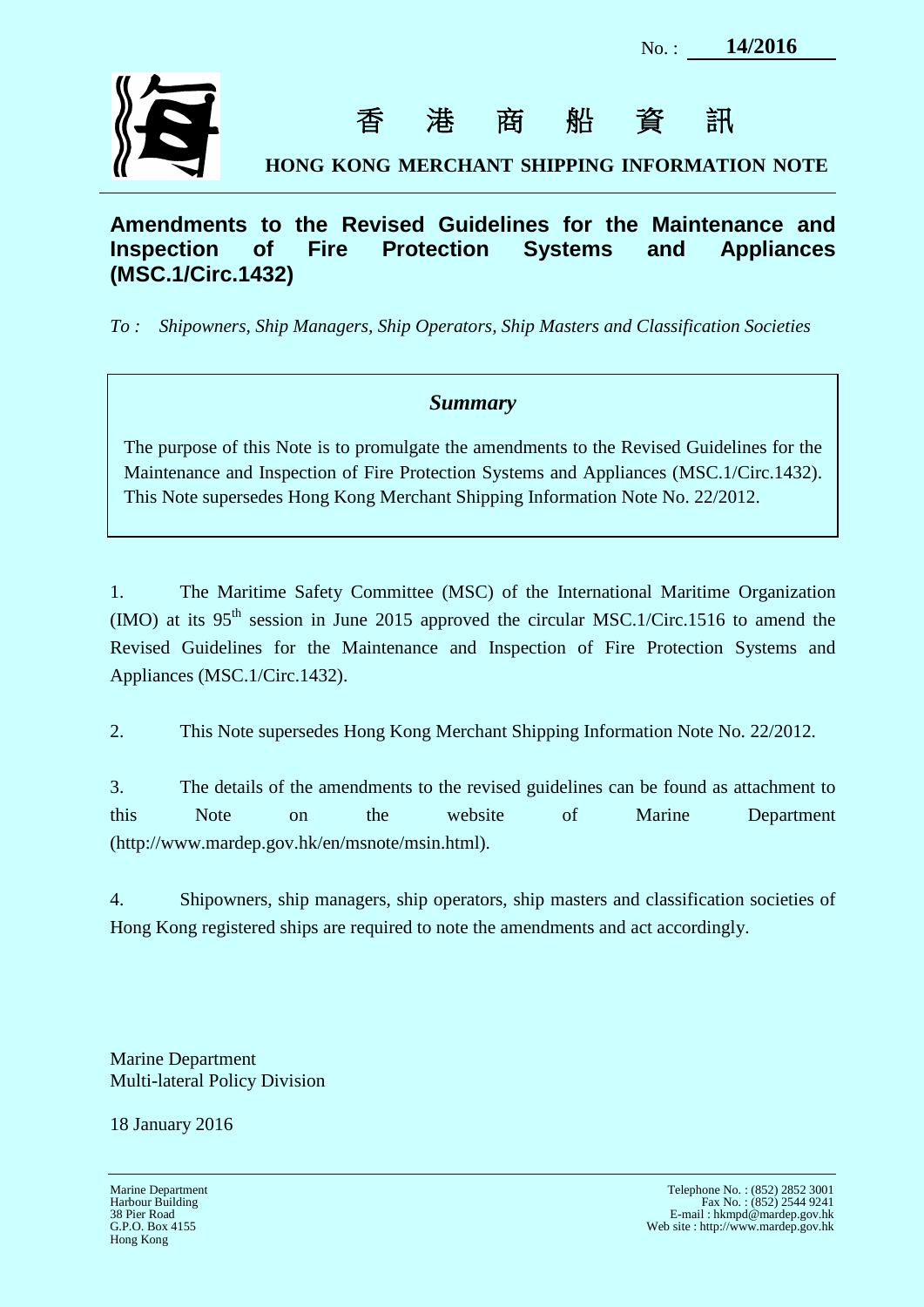No. : **14/2016**

香 港 商 船 資 訊

**HONG KONG MERCHANT SHIPPING INFORMATION NOTE**

# Amendments to the Revised Guidelines for the Maintenance and Inspection of Fire Protection Systems and Appliances (MSC.1/Circ.1432)

*To : Shipowners, Ship Managers, Ship Operators, Ship Masters and Classification Societies*

### *Summary*

The purpose of this Note is to promulgate the amendments to the Revised Guidelines for the Maintenance and Inspection of Fire Protection Systems and Appliances (MSC.1/Circ.1432). This Note supersedes Hong Kong Merchant Shipping Information Note No. 22/2012.

1. The Maritime Safety Committee (MSC) of the International Maritime Organization (IMO) at its 95th session in June 2015 approved the circular MSC.1/Circ.1516 to amend the Revised Guidelines for the Maintenance and Inspection of Fire Protection Systems and Appliances (MSC.1/Circ.1432).

2. This Note supersedes Hong Kong Merchant Shipping Information Note No. 22/2012.

3. The details of the amendments to the revised guidelines can be found as attachment to this Note on the website of Marine Department (http://www.mardep.gov.hk/en/msnote/msin.html).

4. Shipowners, ship managers, ship operators, ship masters and classification societies of Hong Kong registered ships are required to note the amendments and act accordingly.

Marine Department
Multi-lateral Policy Division

18 January 2016

Marine Department
Harbour Building
38 Pier Road
G.P.O. Box 4155
Hong Kong

Telephone No. : (852) 2852 3001
Fax No. : (852) 2544 9241
E-mail : hkmpd@mardep.gov.hk
Web site : http://www.mardep.gov.hk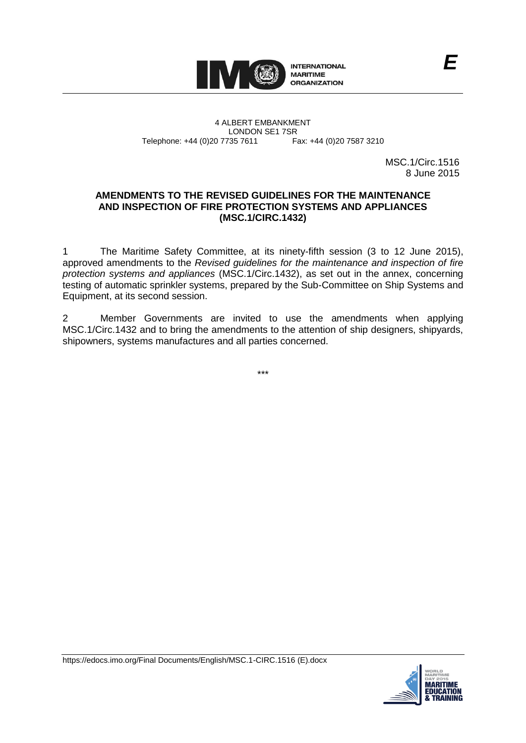4 ALBERT EMBANKMENT
LONDON SE1 7SR
Telephone: +44 (0)20 7735 7611 Fax: +44 (0)20 7587 3210

MSC.1/Circ.1516
8 June 2015

**AMENDMENTS TO THE REVISED GUIDELINES FOR THE MAINTENANCE AND INSPECTION OF FIRE PROTECTION SYSTEMS AND APPLIANCES (MSC.1/CIRC.1432)**

1 The Maritime Safety Committee, at its ninety-fifth session (3 to 12 June 2015), approved amendments to the *Revised guidelines for the maintenance and inspection of fire protection systems and appliances* (MSC.1/Circ.1432), as set out in the annex, concerning testing of automatic sprinkler systems, prepared by the Sub-Committee on Ship Systems and Equipment, at its second session.

2 Member Governments are invited to use the amendments when applying MSC.1/Circ.1432 and to bring the amendments to the attention of ship designers, shipyards, shipowners, systems manufactures and all parties concerned.

\*\*\*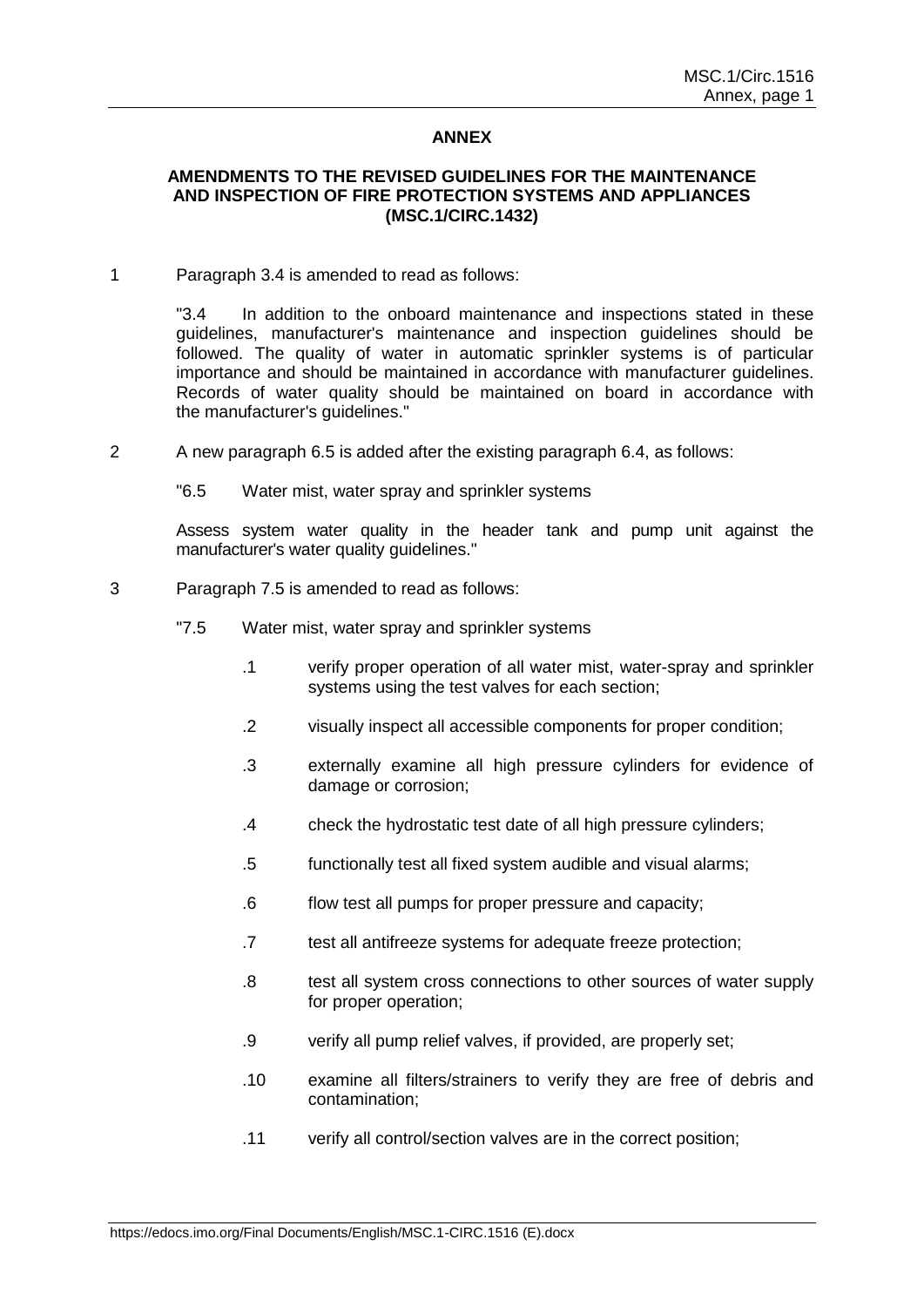## ANNEX

### AMENDMENTS TO THE REVISED GUIDELINES FOR THE MAINTENANCE AND INSPECTION OF FIRE PROTECTION SYSTEMS AND APPLIANCES (MSC.1/CIRC.1432)

1 Paragraph 3.4 is amended to read as follows:

> "3.4 In addition to the onboard maintenance and inspections stated in these guidelines, manufacturer's maintenance and inspection guidelines should be followed. The quality of water in automatic sprinkler systems is of particular importance and should be maintained in accordance with manufacturer guidelines. Records of water quality should be maintained on board in accordance with the manufacturer's guidelines."

2 A new paragraph 6.5 is added after the existing paragraph 6.4, as follows:

> "6.5 Water mist, water spray and sprinkler systems
>
> Assess system water quality in the header tank and pump unit against the manufacturer's water quality guidelines."

3 Paragraph 7.5 is amended to read as follows:

> "7.5 Water mist, water spray and sprinkler systems
>
> .1 verify proper operation of all water mist, water-spray and sprinkler systems using the test valves for each section;
>
> .2 visually inspect all accessible components for proper condition;
>
> .3 externally examine all high pressure cylinders for evidence of damage or corrosion;
>
> .4 check the hydrostatic test date of all high pressure cylinders;
>
> .5 functionally test all fixed system audible and visual alarms;
>
> .6 flow test all pumps for proper pressure and capacity;
>
> .7 test all antifreeze systems for adequate freeze protection;
>
> .8 test all system cross connections to other sources of water supply for proper operation;
>
> .9 verify all pump relief valves, if provided, are properly set;
>
> .10 examine all filters/strainers to verify they are free of debris and contamination;
>
> .11 verify all control/section valves are in the correct position;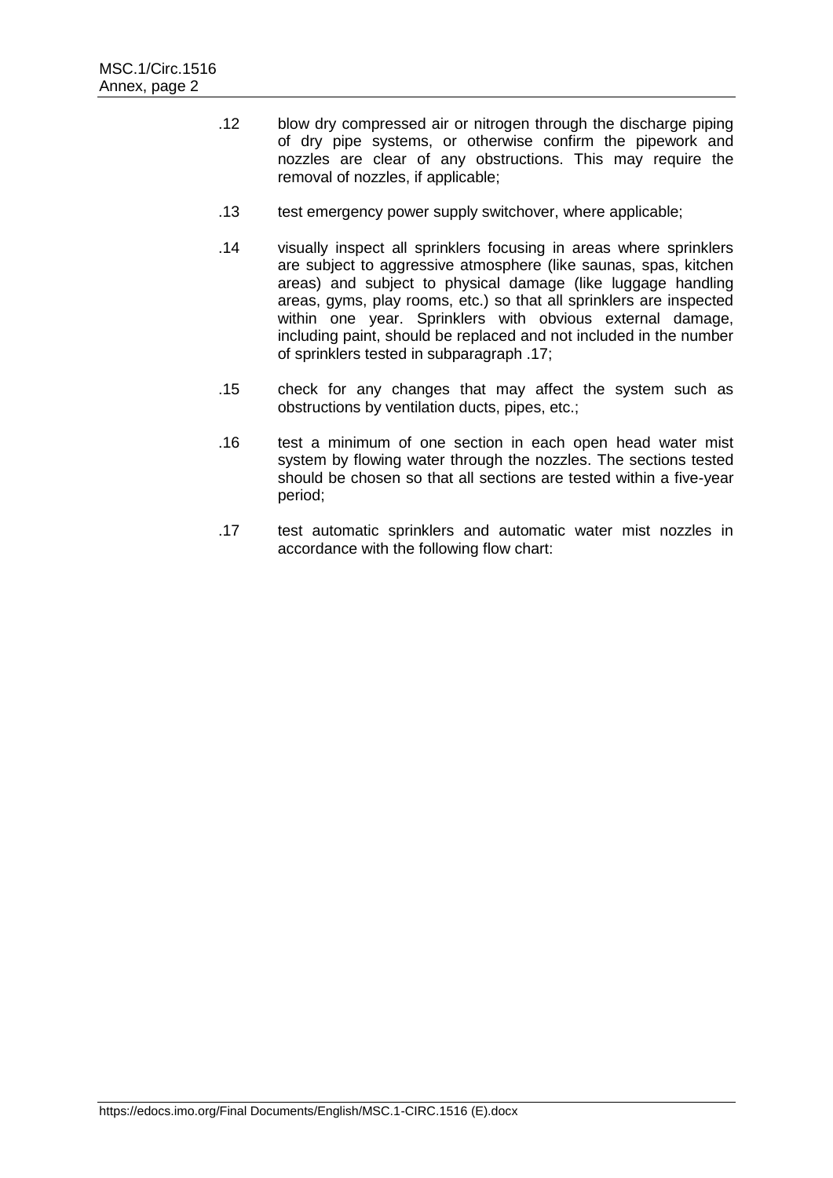.12 blow dry compressed air or nitrogen through the discharge piping of dry pipe systems, or otherwise confirm the pipework and nozzles are clear of any obstructions. This may require the removal of nozzles, if applicable;

.13 test emergency power supply switchover, where applicable;

.14 visually inspect all sprinklers focusing in areas where sprinklers are subject to aggressive atmosphere (like saunas, spas, kitchen areas) and subject to physical damage (like luggage handling areas, gyms, play rooms, etc.) so that all sprinklers are inspected within one year. Sprinklers with obvious external damage, including paint, should be replaced and not included in the number of sprinklers tested in subparagraph .17;

.15 check for any changes that may affect the system such as obstructions by ventilation ducts, pipes, etc.;

.16 test a minimum of one section in each open head water mist system by flowing water through the nozzles. The sections tested should be chosen so that all sections are tested within a five-year period;

.17 test automatic sprinklers and automatic water mist nozzles in accordance with the following flow chart: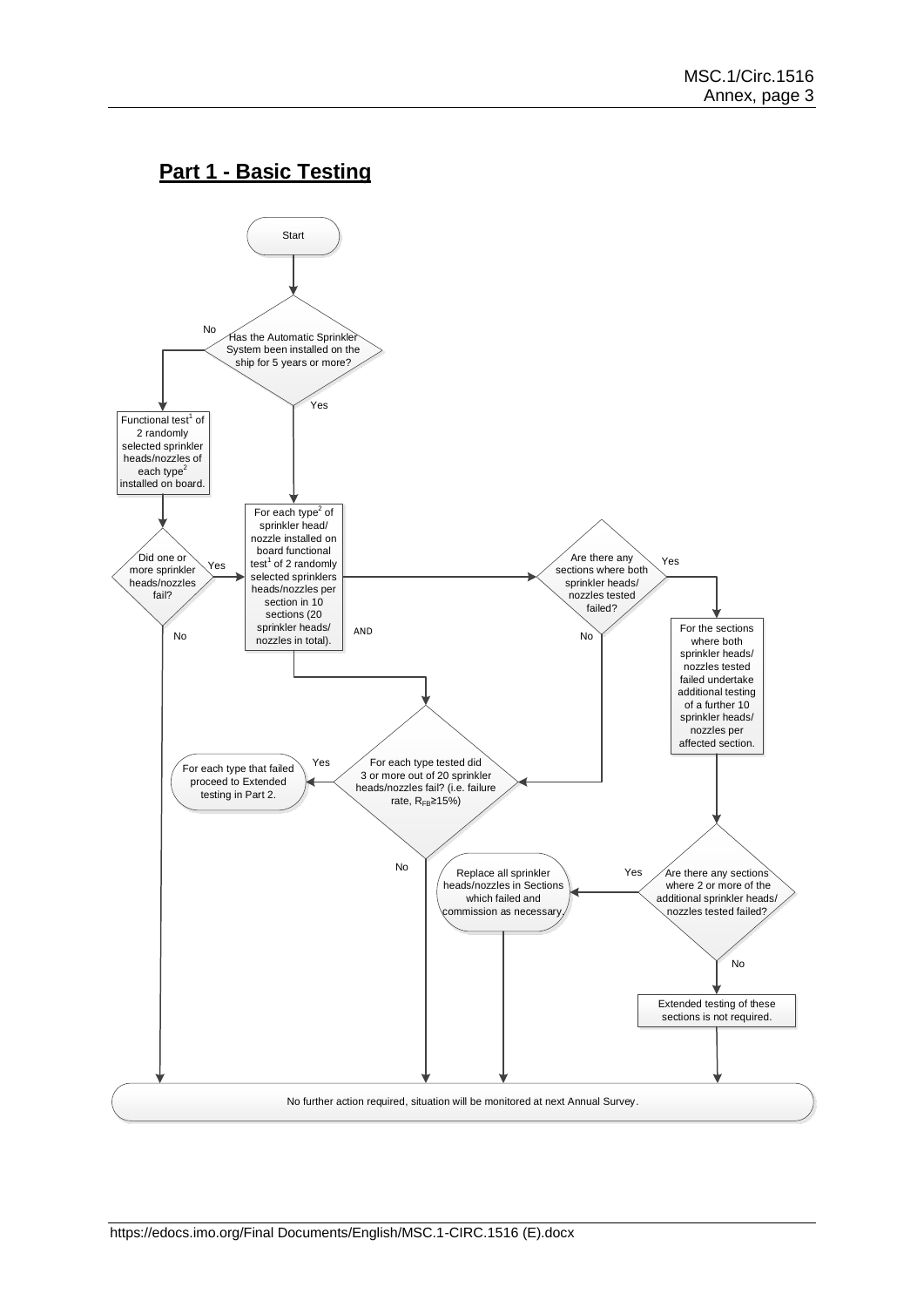## Part 1 - Basic Testing

Start

Has the Automatic Sprinkler System been installed on the ship for 5 years or more?

No → Functional test[1] of 2 randomly selected sprinkler heads/nozzles of each type[2] installed on board.

Did one or more sprinkler heads/nozzles fail?

- Yes → (proceed to box: For each type[2] of sprinkler head/nozzle installed on board...)
- No → No further action required, situation will be monitored at next Annual Survey.

Yes → For each type[2] of sprinkler head/nozzle installed on board functional test[1] of 2 randomly selected sprinklers heads/nozzles per section in 10 sections (20 sprinkler heads/nozzles in total).

AND

Are there any sections where both sprinkler heads/nozzles tested failed?

- Yes → For the sections where both sprinkler heads/nozzles tested failed undertake additional testing of a further 10 sprinkler heads/nozzles per affected section.
  - Are there any sections where 2 or more of the additional sprinkler heads/nozzles tested failed?
    - Yes → Replace all sprinkler heads/nozzles in Sections which failed and commission as necessary. → No further action required, situation will be monitored at next Annual Survey.
    - No → Extended testing of these sections is not required. → No further action required, situation will be monitored at next Annual Survey.
- No → For each type tested did 3 or more out of 20 sprinkler heads/nozzles fail? (i.e. failure rate, $R_{FB} \geq 15\%$)

For each type tested did 3 or more out of 20 sprinkler heads/nozzles fail? (i.e. failure rate, $R_{FB} \geq 15\%$)

- Yes → For each type that failed proceed to Extended testing in Part 2.
- No → No further action required, situation will be monitored at next Annual Survey.

No further action required, situation will be monitored at next Annual Survey.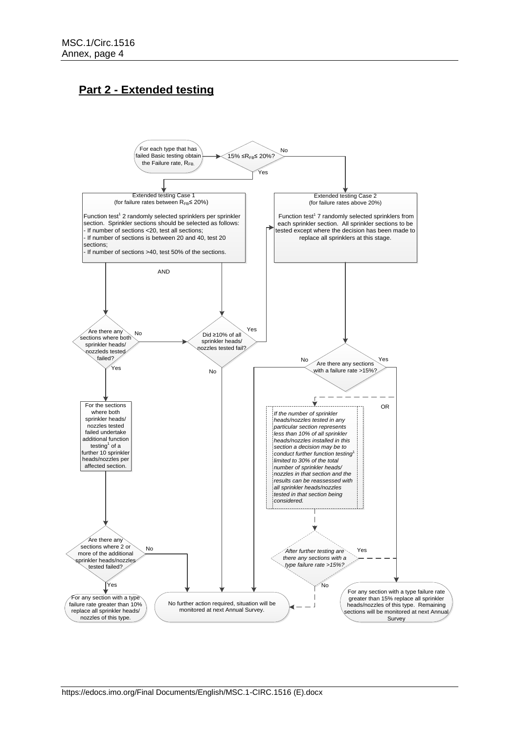## Part 2 - Extended testing

For each type that has failed Basic testing obtain the Failure rate, $R_{FB}$.

15% ≤ $R_{FB}$ ≤ 20%?

No

Yes

Extended testing Case 1
(for failure rates between $R_{FB}$ ≤ 20%)

Function test[1] 2 randomly selected sprinklers per sprinkler section. Sprinkler sections should be selected as follows:
- If number of sections <20, test all sections;
- If number of sections is between 20 and 40, test 20 sections;
- If number of sections >40, test 50% of the sections.

Extended testing Case 2
(for failure rates above 20%)

Function test[1] 7 randomly selected sprinklers from each sprinkler section. All sprinkler sections to be tested except where the decision has been made to replace all sprinklers at this stage.

AND

Are there any sections where both sprinkler heads/ nozzleds tested failed?

No

Yes

Did ≥10% of all sprinkler heads/ nozzles tested fail?

Yes

No

No

Are there any sections with a failure rate >15%?

Yes

For the sections where both sprinkler heads/ nozzles tested failed undertake additional function testing[1] of a further 10 sprinkler heads/nozzles per affected section.

OR

*If the number of sprinkler heads/nozzles tested in any particular section represents less than 10% of all sprinkler heads/nozzles installed in this section a decision may be to conduct further function testing[1] limited to 30% of the total number of sprinkler heads/ nozzles in that section and the results can be reassessed with all sprinkler heads/nozzles tested in that section being considered.*

Are there any sections where 2 or more of the additional sprinkler heads/nozzles tested failed?

No

Yes

*After further testing are there any sections with a type failure rate >15%?*

Yes

No

For any section with a type failure rate greater than 10% replace all sprinkler heads/ nozzles of this type.

No further action required, situation will be monitored at next Annual Survey.

For any section with a type failure rate greater than 15% replace all sprinkler heads/nozzles of this type. Remaining sections will be monitored at next Annual Survey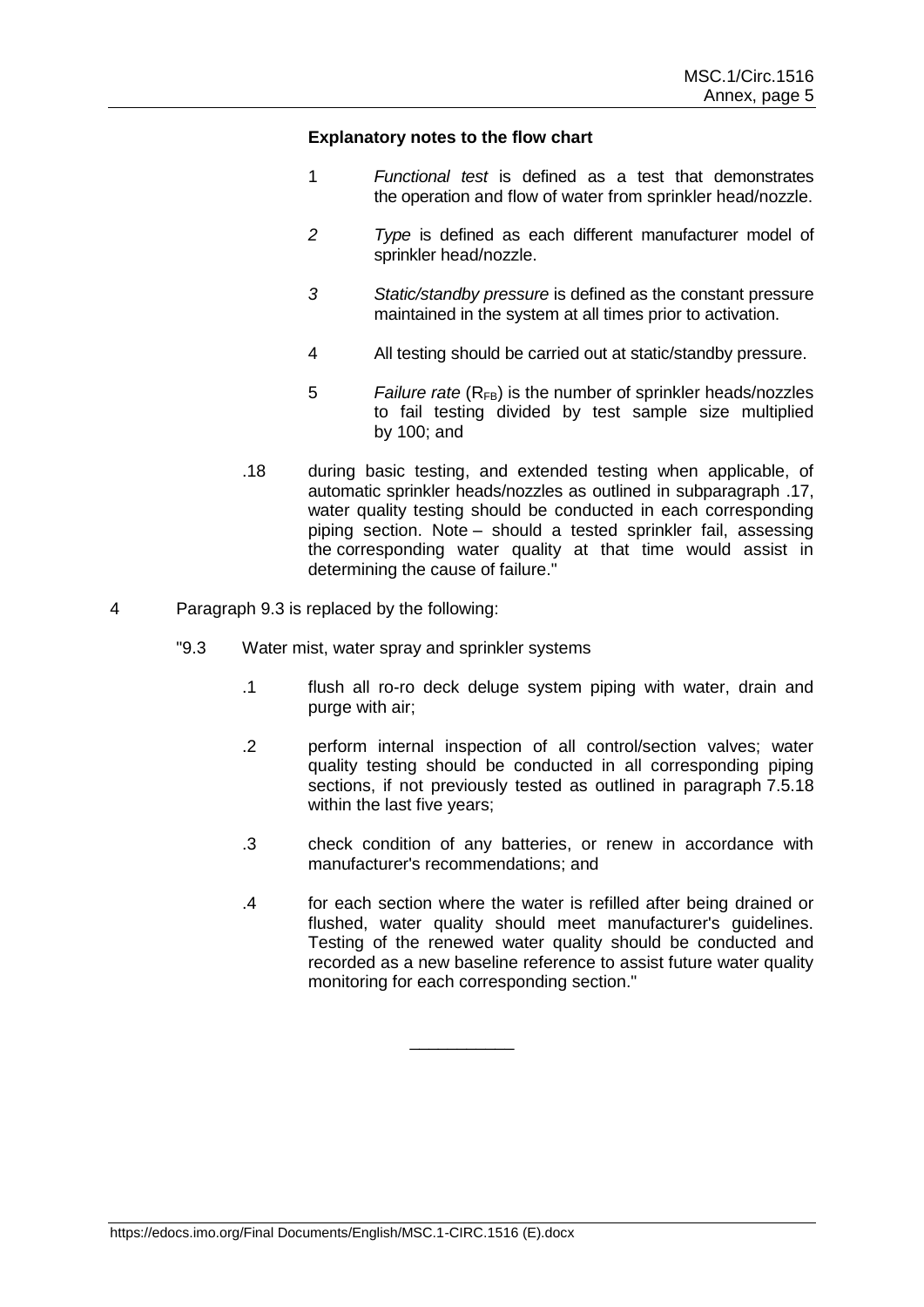**Explanatory notes to the flow chart**

1 *Functional test* is defined as a test that demonstrates the operation and flow of water from sprinkler head/nozzle.

2 *Type* is defined as each different manufacturer model of sprinkler head/nozzle.

3 *Static/standby pressure* is defined as the constant pressure maintained in the system at all times prior to activation.

4 All testing should be carried out at static/standby pressure.

5 *Failure rate* ($R_{FB}$) is the number of sprinkler heads/nozzles to fail testing divided by test sample size multiplied by 100; and

.18 during basic testing, and extended testing when applicable, of automatic sprinkler heads/nozzles as outlined in subparagraph .17, water quality testing should be conducted in each corresponding piping section. Note – should a tested sprinkler fail, assessing the corresponding water quality at that time would assist in determining the cause of failure."

4 Paragraph 9.3 is replaced by the following:

"9.3 Water mist, water spray and sprinkler systems

.1 flush all ro-ro deck deluge system piping with water, drain and purge with air;

.2 perform internal inspection of all control/section valves; water quality testing should be conducted in all corresponding piping sections, if not previously tested as outlined in paragraph 7.5.18 within the last five years;

.3 check condition of any batteries, or renew in accordance with manufacturer's recommendations; and

.4 for each section where the water is refilled after being drained or flushed, water quality should meet manufacturer's guidelines. Testing of the renewed water quality should be conducted and recorded as a new baseline reference to assist future water quality monitoring for each corresponding section."

___________